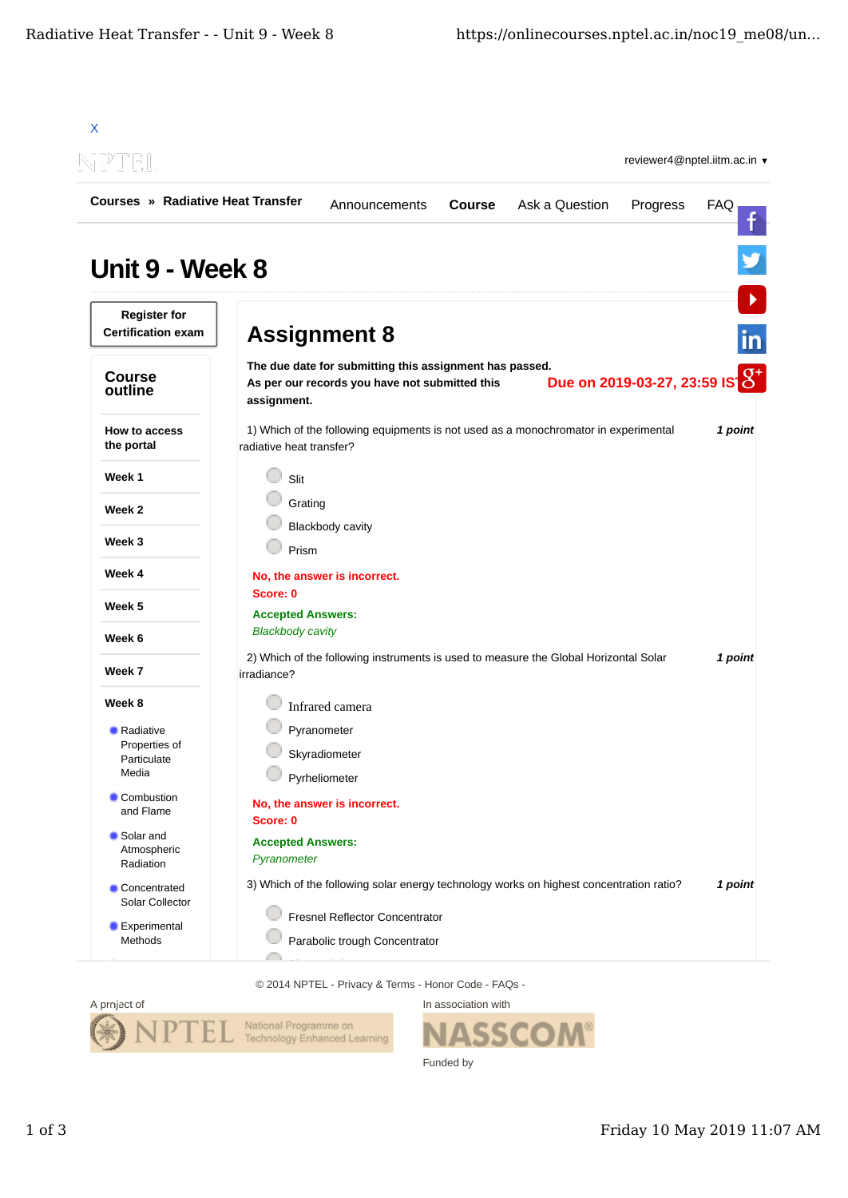X

reviewer4@nptel.iitm.ac.in ▾

Courses » Radiative Heat Transfer

Announcements Course Ask a Question Progress FAQ

# Unit 9 - Week 8

Register for Certification exam

## Course outline

- How to access the portal
- Week 1
- Week 2
- Week 3
- Week 4
- Week 5
- Week 6
- Week 7
- Week 8
  - Radiative Properties of Particulate Media
  - Combustion and Flame
  - Solar and Atmospheric Radiation
  - Concentrated Solar Collector
  - Experimental Methods

## Assignment 8

**The due date for submitting this assignment has passed.**
**As per our records you have not submitted this assignment.**

**Due on 2019-03-27, 23:59 IST.**

1) Which of the following equipments is not used as a monochromator in experimental radiative heat transfer? *1 point*

- Slit
- Grating
- Blackbody cavity
- Prism

**No, the answer is incorrect.**
**Score: 0**

**Accepted Answers:**
*Blackbody cavity*

2) Which of the following instruments is used to measure the Global Horizontal Solar irradiance? *1 point*

- Infrared camera
- Pyranometer
- Skyradiometer
- Pyrheliometer

**No, the answer is incorrect.**
**Score: 0**

**Accepted Answers:**
*Pyranometer*

3) Which of the following solar energy technology works on highest concentration ratio? *1 point*

- Fresnel Reflector Concentrator
- Parabolic trough Concentrator

© 2014 NPTEL - Privacy & Terms - Honor Code - FAQs -

A project of NPTEL National Programme on Technology Enhanced Learning

In association with NASSCOM

Funded by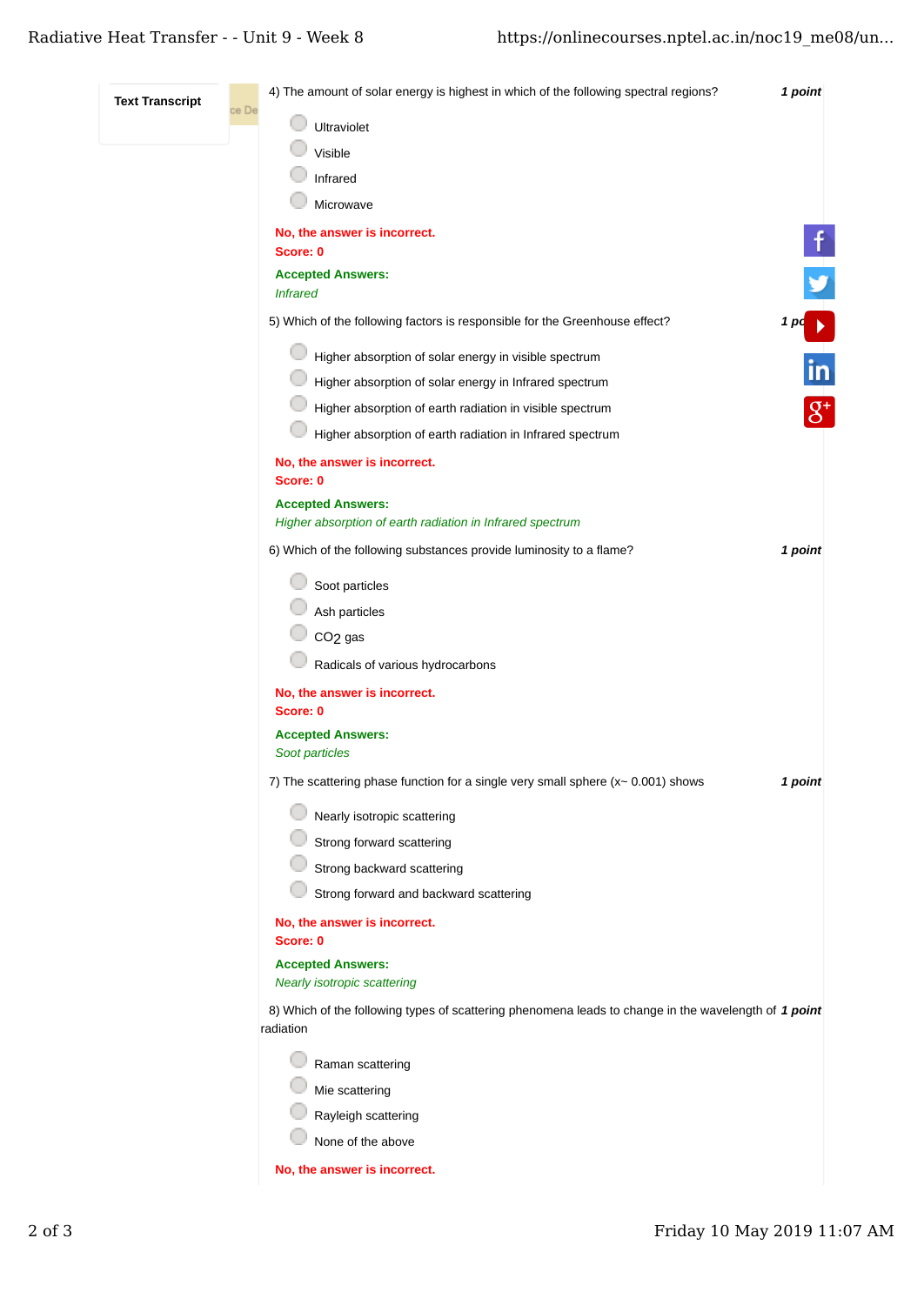4) The amount of solar energy is highest in which of the following spectral regions? *1 point*

- Ultraviolet
- Visible
- Infrared
- Microwave

**No, the answer is incorrect.**
**Score: 0**

**Accepted Answers:**
*Infrared*

5) Which of the following factors is responsible for the Greenhouse effect? *1 point*

- Higher absorption of solar energy in visible spectrum
- Higher absorption of solar energy in Infrared spectrum
- Higher absorption of earth radiation in visible spectrum
- Higher absorption of earth radiation in Infrared spectrum

**No, the answer is incorrect.**
**Score: 0**

**Accepted Answers:**
*Higher absorption of earth radiation in Infrared spectrum*

6) Which of the following substances provide luminosity to a flame? *1 point*

- Soot particles
- Ash particles
- $CO_2$ gas
- Radicals of various hydrocarbons

**No, the answer is incorrect.**
**Score: 0**

**Accepted Answers:**
*Soot particles*

7) The scattering phase function for a single very small sphere (x~ 0.001) shows *1 point*

- Nearly isotropic scattering
- Strong forward scattering
- Strong backward scattering
- Strong forward and backward scattering

**No, the answer is incorrect.**
**Score: 0**

**Accepted Answers:**
*Nearly isotropic scattering*

8) Which of the following types of scattering phenomena leads to change in the wavelength of radiation *1 point*

- Raman scattering
- Mie scattering
- Rayleigh scattering
- None of the above

**No, the answer is incorrect.**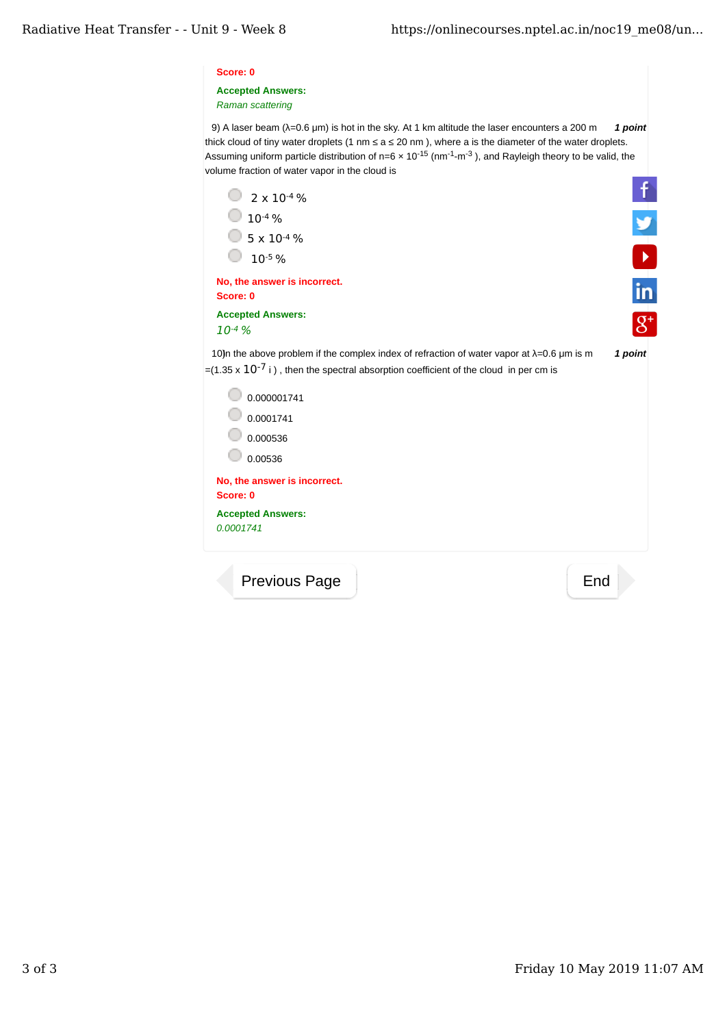Score: 0

**Accepted Answers:**
*Raman scattering*

9) A laser beam ($\lambda$=0.6 μm) is hot in the sky. At 1 km altitude the laser encounters a 200 m thick cloud of tiny water droplets (1 nm ≤ a ≤ 20 nm ), where a is the diameter of the water droplets. Assuming uniform particle distribution of n=6 × $10^{-15}$ ($nm^{-1}$-$m^{-3}$ ), and Rayleigh theory to be valid, the volume fraction of water vapor in the cloud is **1 point**

- 2 x $10^{-4}$ %
- $10^{-4}$ %
- 5 x $10^{-4}$ %
- $10^{-5}$ %

No, the answer is incorrect.
Score: 0

**Accepted Answers:**
*$10^{-4}$ %*

10)In the above problem if the complex index of refraction of water vapor at $\lambda$=0.6 μm is m =(1.35 x $10^{-7}$ i ) , then the spectral absorption coefficient of the cloud in per cm is **1 point**

- 0.000001741
- 0.0001741
- 0.000536
- 0.00536

No, the answer is incorrect.
Score: 0

**Accepted Answers:**
*0.0001741*

Previous Page

End